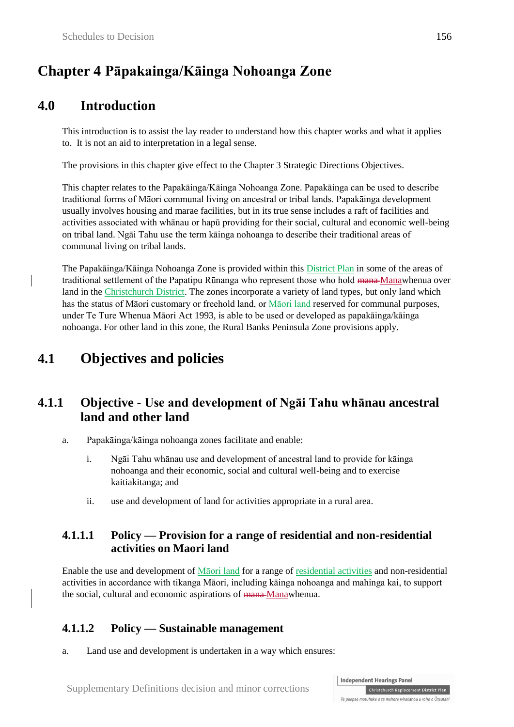# Chapter 4 Pāpakainga/Kāinga Nohoanga Zone

## 4.0 Introduction

This introduction is to assist the lay reader to understand how this chapter works and what it applies to. It is not an aid to interpretation in a legal sense.

The provisions in this chapter give effect to the Chapter 3 Strategic Directions Objectives.

This chapter relates to the Papakāinga/Kāinga Nohoanga Zone. Papakāinga can be used to describe traditional forms of Māori communal living on ancestral or tribal lands. Papakāinga development usually involves housing and marae facilities, but in its true sense includes a raft of facilities and activities associated with whānau or hapū providing for their social, cultural and economic well-being on tribal land. Ngāi Tahu use the term kāinga nohoanga to describe their traditional areas of communal living on tribal lands.

The Papakāinga/Kāinga Nohoanga Zone is provided within this District Plan in some of the areas of traditional settlement of the Papatipu Rūnanga who represent those who hold ~~mana~~ Manawhenua over land in the Christchurch District. The zones incorporate a variety of land types, but only land which has the status of Māori customary or freehold land, or Māori land reserved for communal purposes, under Te Ture Whenua Māori Act 1993, is able to be used or developed as papakāinga/kāinga nohoanga. For other land in this zone, the Rural Banks Peninsula Zone provisions apply.

## 4.1 Objectives and policies

### 4.1.1 Objective - Use and development of Ngāi Tahu whānau ancestral land and other land

a. Papakāinga/kāinga nohoanga zones facilitate and enable:

   i. Ngāi Tahu whānau use and development of ancestral land to provide for kāinga nohoanga and their economic, social and cultural well-being and to exercise kaitiakitanga; and

   ii. use and development of land for activities appropriate in a rural area.

#### 4.1.1.1 Policy — Provision for a range of residential and non-residential activities on Maori land

Enable the use and development of Māori land for a range of residential activities and non-residential activities in accordance with tikanga Māori, including kāinga nohoanga and mahinga kai, to support the social, cultural and economic aspirations of ~~mana~~ Manawhenua.

#### 4.1.1.2 Policy — Sustainable management

a. Land use and development is undertaken in a way which ensures: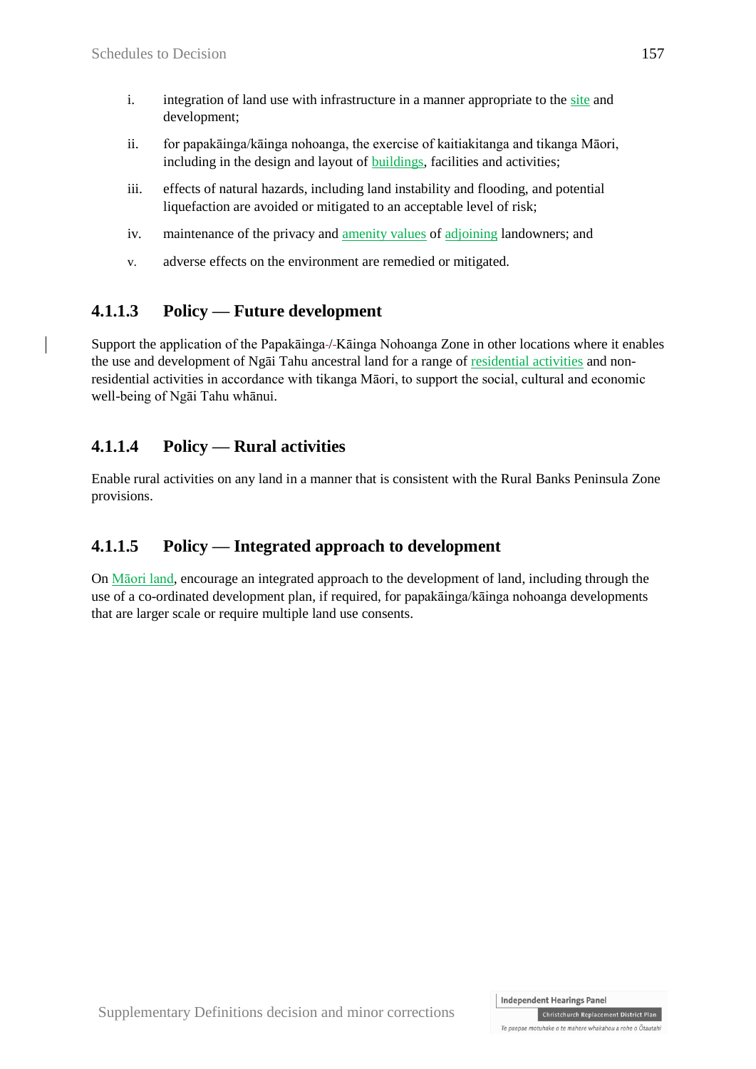i. integration of land use with infrastructure in a manner appropriate to the site and development;

ii. for papakāinga/kāinga nohoanga, the exercise of kaitiakitanga and tikanga Māori, including in the design and layout of buildings, facilities and activities;

iii. effects of natural hazards, including land instability and flooding, and potential liquefaction are avoided or mitigated to an acceptable level of risk;

iv. maintenance of the privacy and amenity values of adjoining landowners; and

v. adverse effects on the environment are remedied or mitigated.

### 4.1.1.3 Policy — Future development

Support the application of the Papakāinga/Kāinga Nohoanga Zone in other locations where it enables the use and development of Ngāi Tahu ancestral land for a range of residential activities and non-residential activities in accordance with tikanga Māori, to support the social, cultural and economic well-being of Ngāi Tahu whānui.

### 4.1.1.4 Policy — Rural activities

Enable rural activities on any land in a manner that is consistent with the Rural Banks Peninsula Zone provisions.

### 4.1.1.5 Policy — Integrated approach to development

On Māori land, encourage an integrated approach to the development of land, including through the use of a co-ordinated development plan, if required, for papakāinga/kāinga nohoanga developments that are larger scale or require multiple land use consents.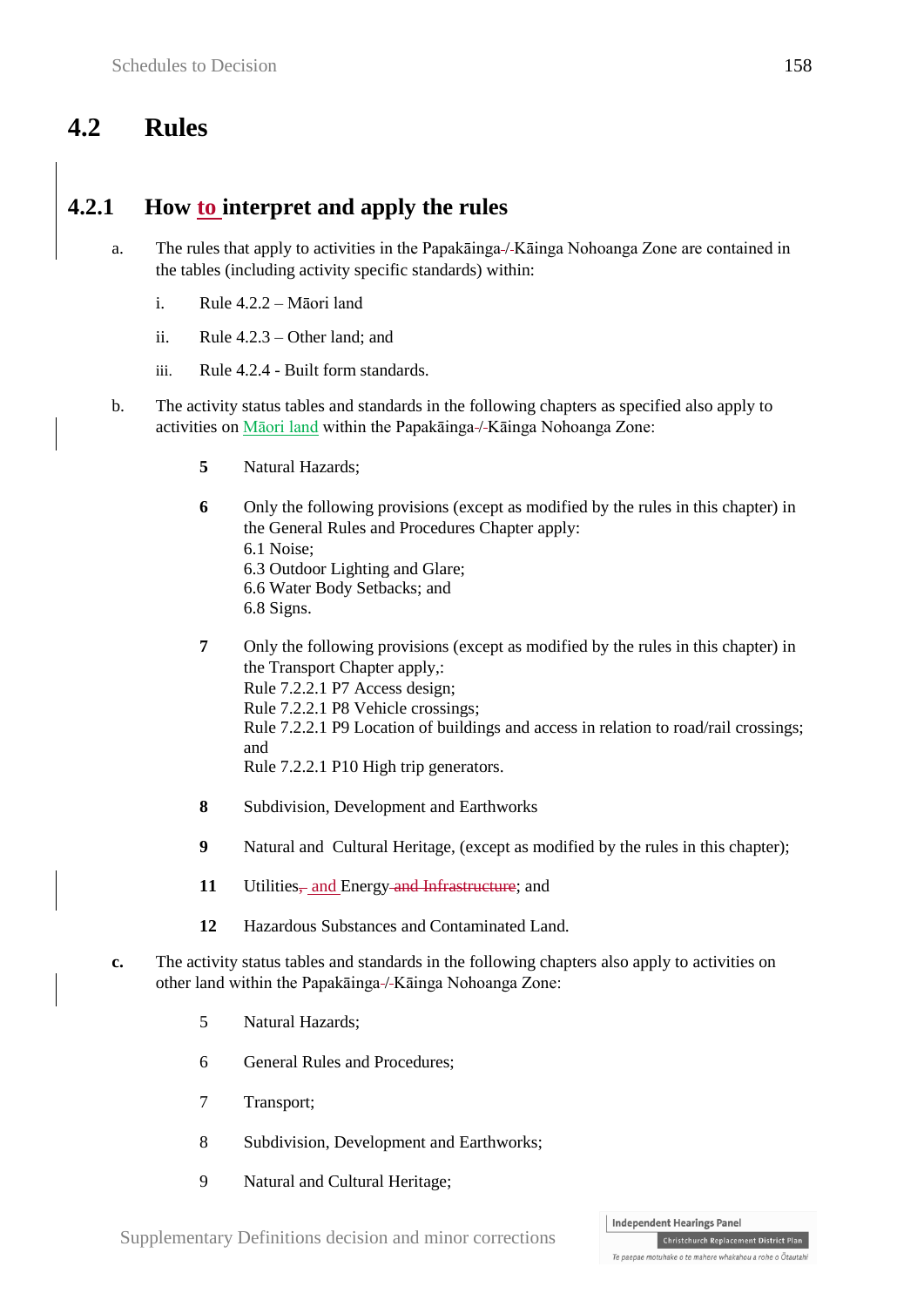## 4.2 Rules

### 4.2.1 How to interpret and apply the rules

a. The rules that apply to activities in the Papakāinga-/-Kāinga Nohoanga Zone are contained in the tables (including activity specific standards) within:

   i. Rule 4.2.2 – Māori land

   ii. Rule 4.2.3 – Other land; and

   iii. Rule 4.2.4 - Built form standards.

b. The activity status tables and standards in the following chapters as specified also apply to activities on Māori land within the Papakāinga-/-Kāinga Nohoanga Zone:

   **5** Natural Hazards;

   **6** Only the following provisions (except as modified by the rules in this chapter) in the General Rules and Procedures Chapter apply:
   6.1 Noise;
   6.3 Outdoor Lighting and Glare;
   6.6 Water Body Setbacks; and
   6.8 Signs.

   **7** Only the following provisions (except as modified by the rules in this chapter) in the Transport Chapter apply,:
   Rule 7.2.2.1 P7 Access design;
   Rule 7.2.2.1 P8 Vehicle crossings;
   Rule 7.2.2.1 P9 Location of buildings and access in relation to road/rail crossings; and
   Rule 7.2.2.1 P10 High trip generators.

   **8** Subdivision, Development and Earthworks

   **9** Natural and Cultural Heritage, (except as modified by the rules in this chapter);

   **11** Utilities, and Energy and Infrastructure; and

   **12** Hazardous Substances and Contaminated Land.

**c.** The activity status tables and standards in the following chapters also apply to activities on other land within the Papakāinga-/-Kāinga Nohoanga Zone:

   5 Natural Hazards;

   6 General Rules and Procedures;

   7 Transport;

   8 Subdivision, Development and Earthworks;

   9 Natural and Cultural Heritage;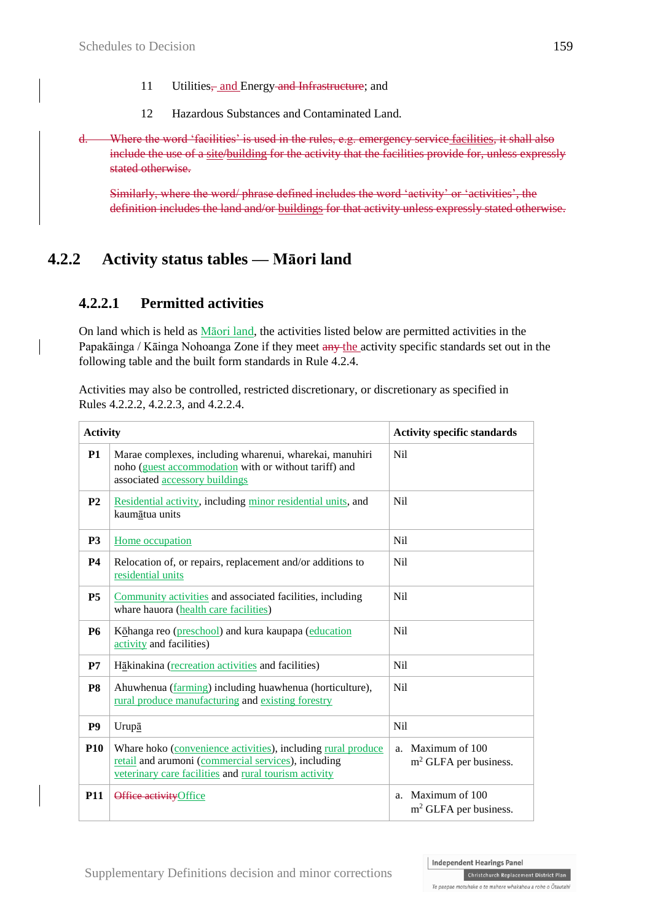11 Utilities, and Energy and Infrastructure; and

12 Hazardous Substances and Contaminated Land.

d. Where the word 'facilities' is used in the rules, e.g. emergency service facilities, it shall also include the use of a site/building for the activity that the facilities provide for, unless expressly stated otherwise.

Similarly, where the word/ phrase defined includes the word 'activity' or 'activities', the definition includes the land and/or buildings for that activity unless expressly stated otherwise.

## 4.2.2 Activity status tables — Māori land

### 4.2.2.1 Permitted activities

On land which is held as Māori land, the activities listed below are permitted activities in the Papakāinga / Kāinga Nohoanga Zone if they meet any the activity specific standards set out in the following table and the built form standards in Rule 4.2.4.

Activities may also be controlled, restricted discretionary, or discretionary as specified in Rules 4.2.2.2, 4.2.2.3, and 4.2.2.4.

| Activity | | Activity specific standards |
|---|---|---|
| **P1** | Marae complexes, including wharenui, wharekai, manuhiri noho (guest accommodation with or without tariff) and associated accessory buildings | Nil |
| **P2** | Residential activity, including minor residential units, and kaumātua units | Nil |
| **P3** | Home occupation | Nil |
| **P4** | Relocation of, or repairs, replacement and/or additions to residential units | Nil |
| **P5** | Community activities and associated facilities, including whare hauora (health care facilities) | Nil |
| **P6** | Kōhanga reo (preschool) and kura kaupapa (education activity and facilities) | Nil |
| **P7** | Hākinakina (recreation activities and facilities) | Nil |
| **P8** | Ahuwhenua (farming) including huawhenua (horticulture), rural produce manufacturing and existing forestry | Nil |
| **P9** | Urupā | Nil |
| **P10** | Whare hoko (convenience activities), including rural produce retail and arumoni (commercial services), including veterinary care facilities and rural tourism activity | a. Maximum of 100 $m^2$ GLFA per business. |
| **P11** | Office activity Office | a. Maximum of 100 $m^2$ GLFA per business. |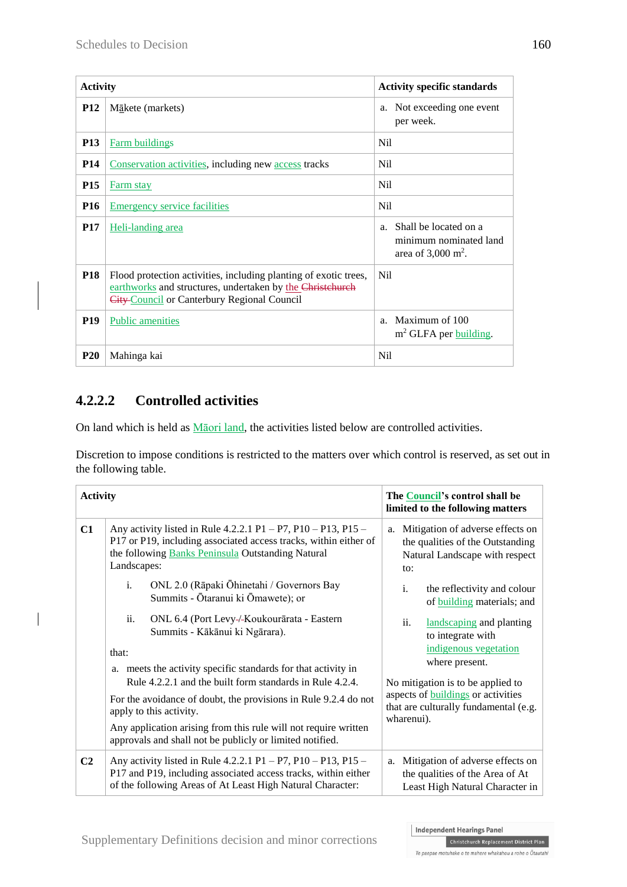| Activity | | Activity specific standards |
|---|---|---|
| **P12** | Mākete (markets) | a. Not exceeding one event per week. |
| **P13** | Farm buildings | Nil |
| **P14** | Conservation activities, including new access tracks | Nil |
| **P15** | Farm stay | Nil |
| **P16** | Emergency service facilities | Nil |
| **P17** | Heli-landing area | a. Shall be located on a minimum nominated land area of 3,000 m$^2$. |
| **P18** | Flood protection activities, including planting of exotic trees, earthworks and structures, undertaken by the ~~Christchurch City~~ Council or Canterbury Regional Council | Nil |
| **P19** | Public amenities | a. Maximum of 100 m$^2$ GLFA per building. |
| **P20** | Mahinga kai | Nil |

## 4.2.2.2 Controlled activities

On land which is held as Māori land, the activities listed below are controlled activities.

Discretion to impose conditions is restricted to the matters over which control is reserved, as set out in the following table.

| Activity | | The Council's control shall be limited to the following matters |
|---|---|---|
| **C1** | Any activity listed in Rule 4.2.2.1 P1 – P7, P10 – P13, P15 – P17 or P19, including associated access tracks, within either of the following Banks Peninsula Outstanding Natural Landscapes:<br><br>i. ONL 2.0 (Rāpaki Ōhinetahi / Governors Bay Summits - Ōtaranui ki Ōmawete); or<br><br>ii. ONL 6.4 (Port Levy ~~/~~ Koukourārata - Eastern Summits - Kākānui ki Ngārara).<br><br>that:<br><br>a. meets the activity specific standards for that activity in Rule 4.2.2.1 and the built form standards in Rule 4.2.4.<br><br>For the avoidance of doubt, the provisions in Rule 9.2.4 do not apply to this activity.<br><br>Any application arising from this rule will not require written approvals and shall not be publicly or limited notified. | a. Mitigation of adverse effects on the qualities of the Outstanding Natural Landscape with respect to:<br><br>i. the reflectivity and colour of building materials; and<br><br>ii. landscaping and planting to integrate with indigenous vegetation where present.<br><br>No mitigation is to be applied to aspects of buildings or activities that are culturally fundamental (e.g. wharenui). |
| **C2** | Any activity listed in Rule 4.2.2.1 P1 – P7, P10 – P13, P15 – P17 and P19, including associated access tracks, within either of the following Areas of At Least High Natural Character: | a. Mitigation of adverse effects on the qualities of the Area of At Least High Natural Character in |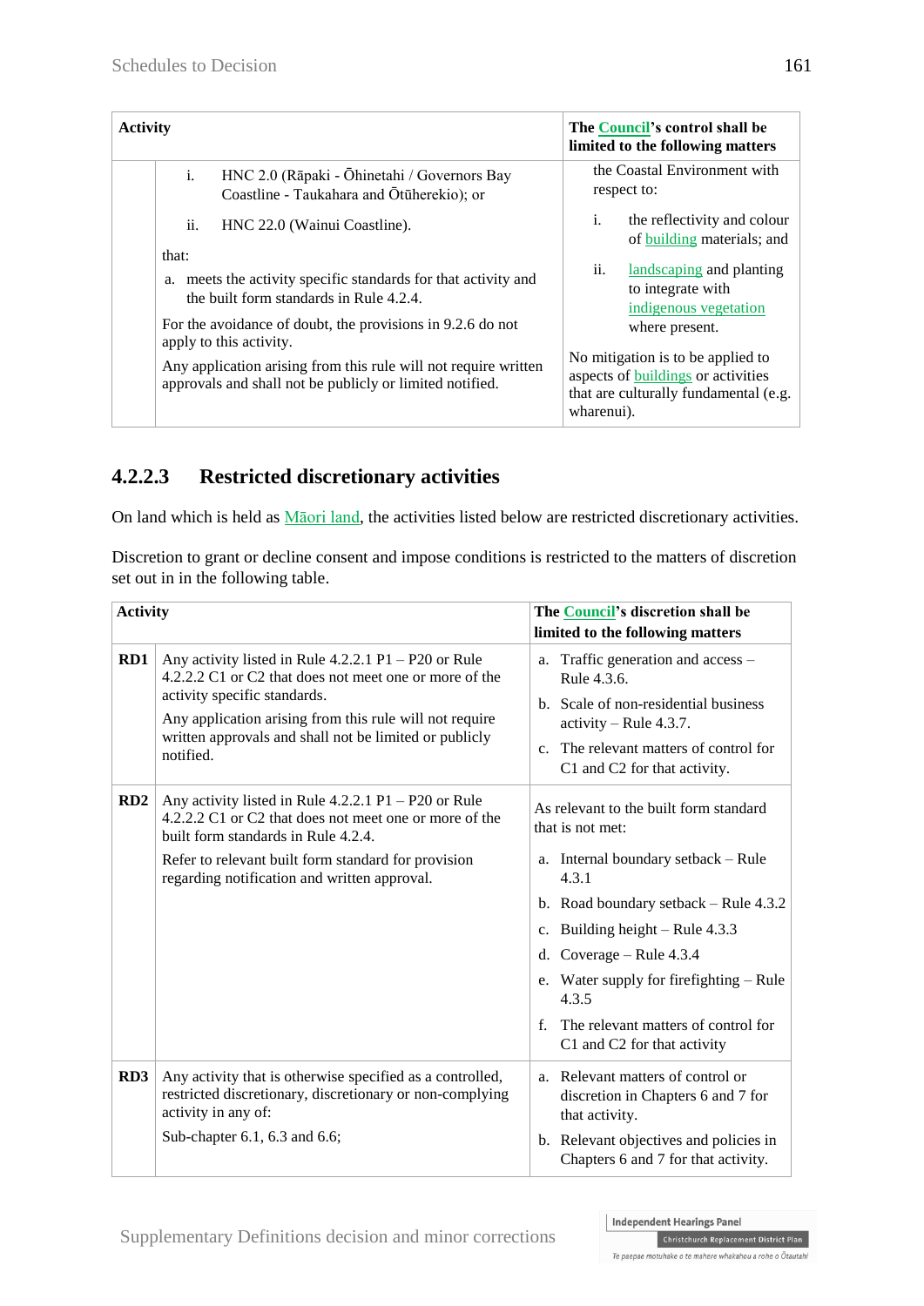| Activity | | The Council's control shall be limited to the following matters |
|---|---|---|
| | i. HNC 2.0 (Rāpaki - Ōhinetahi / Governors Bay Coastline - Taukahara and Ōtūherekio); or<br><br>ii. HNC 22.0 (Wainui Coastline).<br><br>that:<br><br>a. meets the activity specific standards for that activity and the built form standards in Rule 4.2.4.<br><br>For the avoidance of doubt, the provisions in 9.2.6 do not apply to this activity.<br><br>Any application arising from this rule will not require written approvals and shall not be publicly or limited notified. | the Coastal Environment with respect to:<br><br>i. the reflectivity and colour of building materials; and<br><br>ii. landscaping and planting to integrate with indigenous vegetation where present.<br><br>No mitigation is to be applied to aspects of buildings or activities that are culturally fundamental (e.g. wharenui). |

### 4.2.2.3 Restricted discretionary activities

On land which is held as Māori land, the activities listed below are restricted discretionary activities.

Discretion to grant or decline consent and impose conditions is restricted to the matters of discretion set out in in the following table.

| Activity | | The Council's discretion shall be limited to the following matters |
|---|---|---|
| **RD1** | Any activity listed in Rule 4.2.2.1 P1 – P20 or Rule 4.2.2.2 C1 or C2 that does not meet one or more of the activity specific standards.<br><br>Any application arising from this rule will not require written approvals and shall not be limited or publicly notified. | a. Traffic generation and access – Rule 4.3.6.<br><br>b. Scale of non-residential business activity – Rule 4.3.7.<br><br>c. The relevant matters of control for C1 and C2 for that activity. |
| **RD2** | Any activity listed in Rule 4.2.2.1 P1 – P20 or Rule 4.2.2.2 C1 or C2 that does not meet one or more of the built form standards in Rule 4.2.4.<br><br>Refer to relevant built form standard for provision regarding notification and written approval. | As relevant to the built form standard that is not met:<br><br>a. Internal boundary setback – Rule 4.3.1<br><br>b. Road boundary setback – Rule 4.3.2<br><br>c. Building height – Rule 4.3.3<br><br>d. Coverage – Rule 4.3.4<br><br>e. Water supply for firefighting – Rule 4.3.5<br><br>f. The relevant matters of control for C1 and C2 for that activity |
| **RD3** | Any activity that is otherwise specified as a controlled, restricted discretionary, discretionary or non-complying activity in any of:<br><br>Sub-chapter 6.1, 6.3 and 6.6; | a. Relevant matters of control or discretion in Chapters 6 and 7 for that activity.<br><br>b. Relevant objectives and policies in Chapters 6 and 7 for that activity. |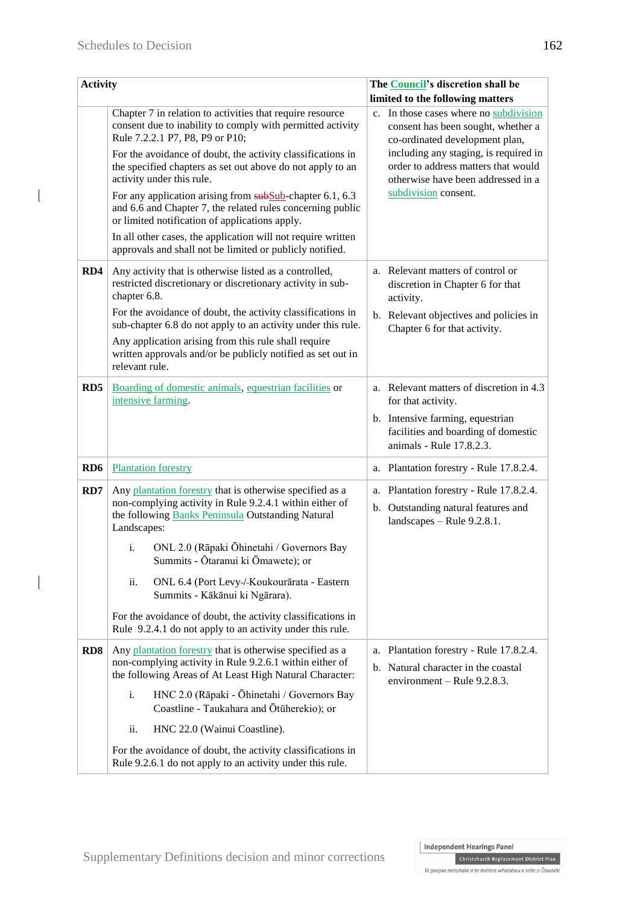| Activity | | The Council's discretion shall be limited to the following matters |
|---|---|---|
| | Chapter 7 in relation to activities that require resource consent due to inability to comply with permitted activity Rule 7.2.2.1 P7, P8, P9 or P10;<br><br>For the avoidance of doubt, the activity classifications in the specified chapters as set out above do not apply to an activity under this rule.<br><br>For any application arising from ~~sub~~Sub-chapter 6.1, 6.3 and 6.6 and Chapter 7, the related rules concerning public or limited notification of applications apply.<br><br>In all other cases, the application will not require written approvals and shall not be limited or publicly notified. | c. In those cases where no subdivision consent has been sought, whether a co-ordinated development plan, including any staging, is required in order to address matters that would otherwise have been addressed in a subdivision consent. |
| **RD4** | Any activity that is otherwise listed as a controlled, restricted discretionary or discretionary activity in sub-chapter 6.8.<br><br>For the avoidance of doubt, the activity classifications in sub-chapter 6.8 do not apply to an activity under this rule.<br><br>Any application arising from this rule shall require written approvals and/or be publicly notified as set out in relevant rule. | a. Relevant matters of control or discretion in Chapter 6 for that activity.<br><br>b. Relevant objectives and policies in Chapter 6 for that activity. |
| **RD5** | Boarding of domestic animals, equestrian facilities or intensive farming. | a. Relevant matters of discretion in 4.3 for that activity.<br><br>b. Intensive farming, equestrian facilities and boarding of domestic animals - Rule 17.8.2.3. |
| **RD6** | Plantation forestry | a. Plantation forestry - Rule 17.8.2.4. |
| **RD7** | Any plantation forestry that is otherwise specified as a non-complying activity in Rule 9.2.4.1 within either of the following Banks Peninsula Outstanding Natural Landscapes:<br><br>i. ONL 2.0 (Rāpaki Ōhinetahi / Governors Bay Summits - Ōtaranui ki Ōmawete); or<br><br>ii. ONL 6.4 (Port Levy ~~/~~ Koukourārata - Eastern Summits - Kākānui ki Ngārara).<br><br>For the avoidance of doubt, the activity classifications in Rule 9.2.4.1 do not apply to an activity under this rule. | a. Plantation forestry - Rule 17.8.2.4.<br><br>b. Outstanding natural features and landscapes – Rule 9.2.8.1. |
| **RD8** | Any plantation forestry that is otherwise specified as a non-complying activity in Rule 9.2.6.1 within either of the following Areas of At Least High Natural Character:<br><br>i. HNC 2.0 (Rāpaki - Ōhinetahi / Governors Bay Coastline - Taukahara and Ōtūherekio); or<br><br>ii. HNC 22.0 (Wainui Coastline).<br><br>For the avoidance of doubt, the activity classifications in Rule 9.2.6.1 do not apply to an activity under this rule. | a. Plantation forestry - Rule 17.8.2.4.<br><br>b. Natural character in the coastal environment – Rule 9.2.8.3. |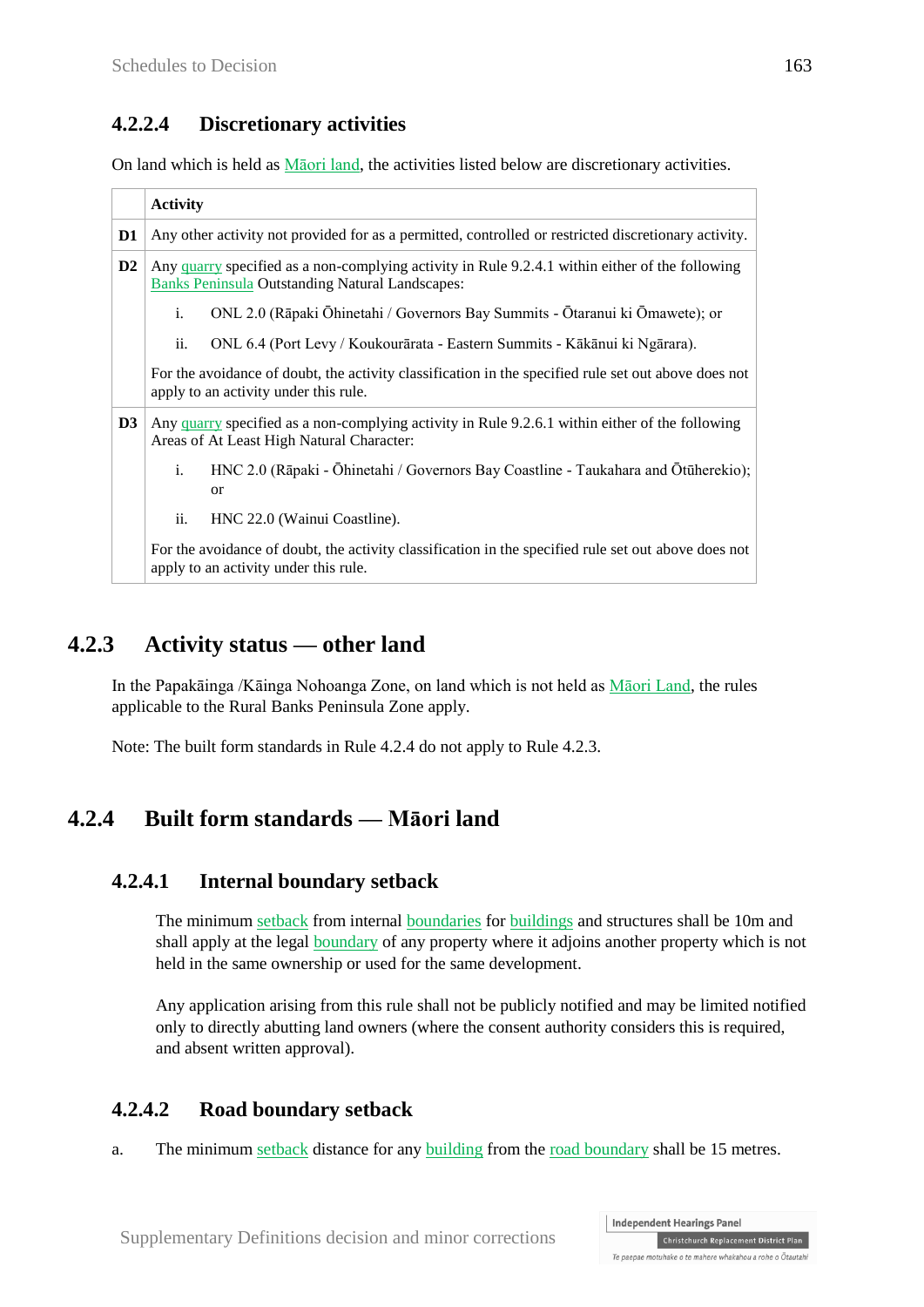### 4.2.2.4 Discretionary activities

On land which is held as Māori land, the activities listed below are discretionary activities.

| | Activity |
|---|---|
| **D1** | Any other activity not provided for as a permitted, controlled or restricted discretionary activity. |
| **D2** | Any quarry specified as a non-complying activity in Rule 9.2.4.1 within either of the following Banks Peninsula Outstanding Natural Landscapes:<br>i. ONL 2.0 (Rāpaki Ōhinetahi / Governors Bay Summits - Ōtaranui ki Ōmawete); or<br>ii. ONL 6.4 (Port Levy / Koukourārata - Eastern Summits - Kākānui ki Ngārara).<br>For the avoidance of doubt, the activity classification in the specified rule set out above does not apply to an activity under this rule. |
| **D3** | Any quarry specified as a non-complying activity in Rule 9.2.6.1 within either of the following Areas of At Least High Natural Character:<br>i. HNC 2.0 (Rāpaki - Ōhinetahi / Governors Bay Coastline - Taukahara and Ōtūherekio); or<br>ii. HNC 22.0 (Wainui Coastline).<br>For the avoidance of doubt, the activity classification in the specified rule set out above does not apply to an activity under this rule. |

## 4.2.3 Activity status — other land

In the Papakāinga /Kāinga Nohoanga Zone, on land which is not held as Māori Land, the rules applicable to the Rural Banks Peninsula Zone apply.

Note: The built form standards in Rule 4.2.4 do not apply to Rule 4.2.3.

## 4.2.4 Built form standards — Māori land

### 4.2.4.1 Internal boundary setback

The minimum setback from internal boundaries for buildings and structures shall be 10m and shall apply at the legal boundary of any property where it adjoins another property which is not held in the same ownership or used for the same development.

Any application arising from this rule shall not be publicly notified and may be limited notified only to directly abutting land owners (where the consent authority considers this is required, and absent written approval).

### 4.2.4.2 Road boundary setback

a. The minimum setback distance for any building from the road boundary shall be 15 metres.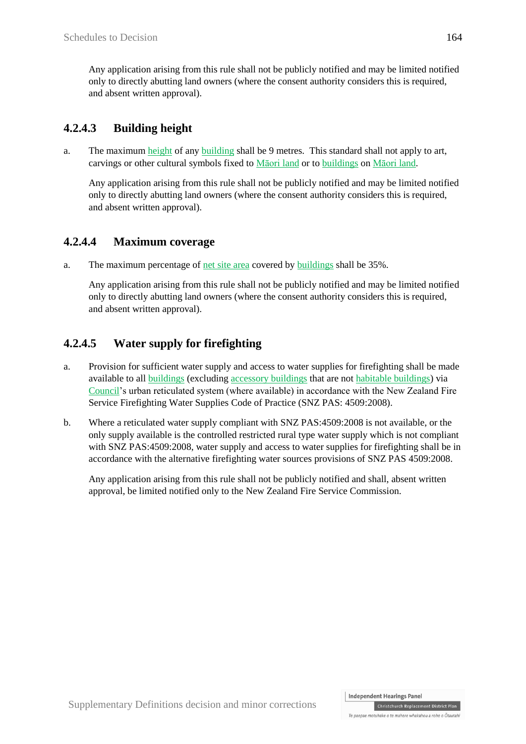Any application arising from this rule shall not be publicly notified and may be limited notified only to directly abutting land owners (where the consent authority considers this is required, and absent written approval).

### 4.2.4.3 Building height

a. The maximum height of any building shall be 9 metres. This standard shall not apply to art, carvings or other cultural symbols fixed to Māori land or to buildings on Māori land.

Any application arising from this rule shall not be publicly notified and may be limited notified only to directly abutting land owners (where the consent authority considers this is required, and absent written approval).

### 4.2.4.4 Maximum coverage

a. The maximum percentage of net site area covered by buildings shall be 35%.

Any application arising from this rule shall not be publicly notified and may be limited notified only to directly abutting land owners (where the consent authority considers this is required, and absent written approval).

### 4.2.4.5 Water supply for firefighting

a. Provision for sufficient water supply and access to water supplies for firefighting shall be made available to all buildings (excluding accessory buildings that are not habitable buildings) via Council's urban reticulated system (where available) in accordance with the New Zealand Fire Service Firefighting Water Supplies Code of Practice (SNZ PAS: 4509:2008).

b. Where a reticulated water supply compliant with SNZ PAS:4509:2008 is not available, or the only supply available is the controlled restricted rural type water supply which is not compliant with SNZ PAS:4509:2008, water supply and access to water supplies for firefighting shall be in accordance with the alternative firefighting water sources provisions of SNZ PAS 4509:2008.

Any application arising from this rule shall not be publicly notified and shall, absent written approval, be limited notified only to the New Zealand Fire Service Commission.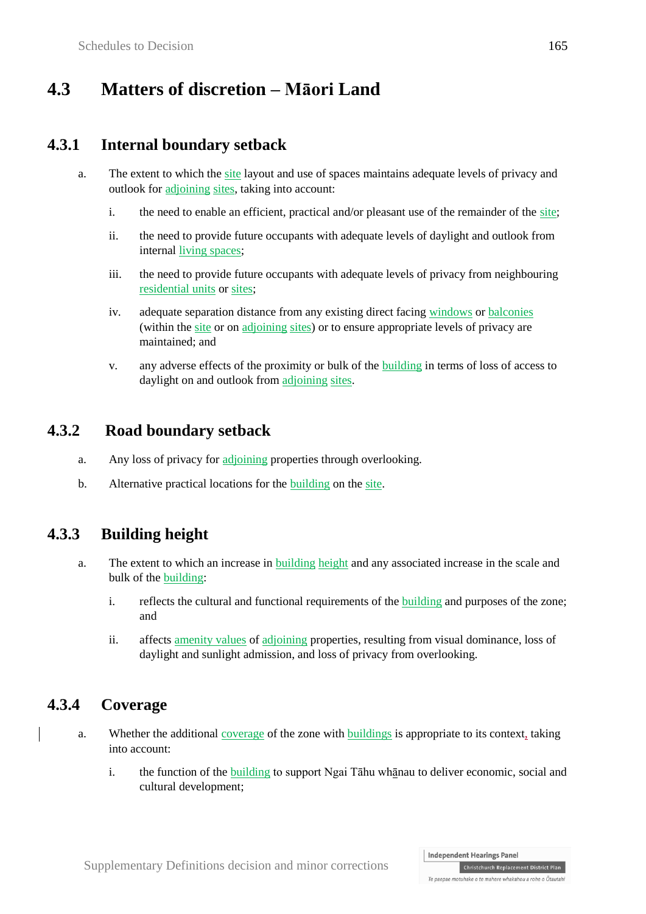## 4.3 Matters of discretion – Māori Land

### 4.3.1 Internal boundary setback

a. The extent to which the site layout and use of spaces maintains adequate levels of privacy and outlook for adjoining sites, taking into account:

   i. the need to enable an efficient, practical and/or pleasant use of the remainder of the site;

   ii. the need to provide future occupants with adequate levels of daylight and outlook from internal living spaces;

   iii. the need to provide future occupants with adequate levels of privacy from neighbouring residential units or sites;

   iv. adequate separation distance from any existing direct facing windows or balconies (within the site or on adjoining sites) or to ensure appropriate levels of privacy are maintained; and

   v. any adverse effects of the proximity or bulk of the building in terms of loss of access to daylight on and outlook from adjoining sites.

### 4.3.2 Road boundary setback

a. Any loss of privacy for adjoining properties through overlooking.

b. Alternative practical locations for the building on the site.

### 4.3.3 Building height

a. The extent to which an increase in building height and any associated increase in the scale and bulk of the building:

   i. reflects the cultural and functional requirements of the building and purposes of the zone; and

   ii. affects amenity values of adjoining properties, resulting from visual dominance, loss of daylight and sunlight admission, and loss of privacy from overlooking.

### 4.3.4 Coverage

a. Whether the additional coverage of the zone with buildings is appropriate to its context, taking into account:

   i. the function of the building to support Ngai Tāhu whānau to deliver economic, social and cultural development;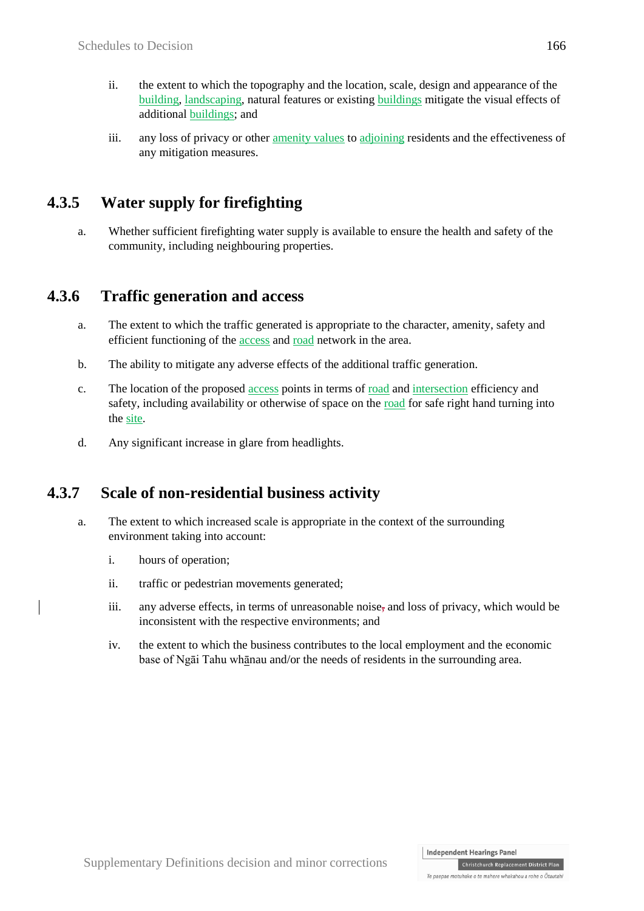ii. the extent to which the topography and the location, scale, design and appearance of the building, landscaping, natural features or existing buildings mitigate the visual effects of additional buildings; and

iii. any loss of privacy or other amenity values to adjoining residents and the effectiveness of any mitigation measures.

### 4.3.5 Water supply for firefighting

a. Whether sufficient firefighting water supply is available to ensure the health and safety of the community, including neighbouring properties.

### 4.3.6 Traffic generation and access

a. The extent to which the traffic generated is appropriate to the character, amenity, safety and efficient functioning of the access and road network in the area.

b. The ability to mitigate any adverse effects of the additional traffic generation.

c. The location of the proposed access points in terms of road and intersection efficiency and safety, including availability or otherwise of space on the road for safe right hand turning into the site.

d. Any significant increase in glare from headlights.

### 4.3.7 Scale of non-residential business activity

a. The extent to which increased scale is appropriate in the context of the surrounding environment taking into account:

i. hours of operation;

ii. traffic or pedestrian movements generated;

iii. any adverse effects, in terms of unreasonable noise, and loss of privacy, which would be inconsistent with the respective environments; and

iv. the extent to which the business contributes to the local employment and the economic base of Ngāi Tahu whānau and/or the needs of residents in the surrounding area.